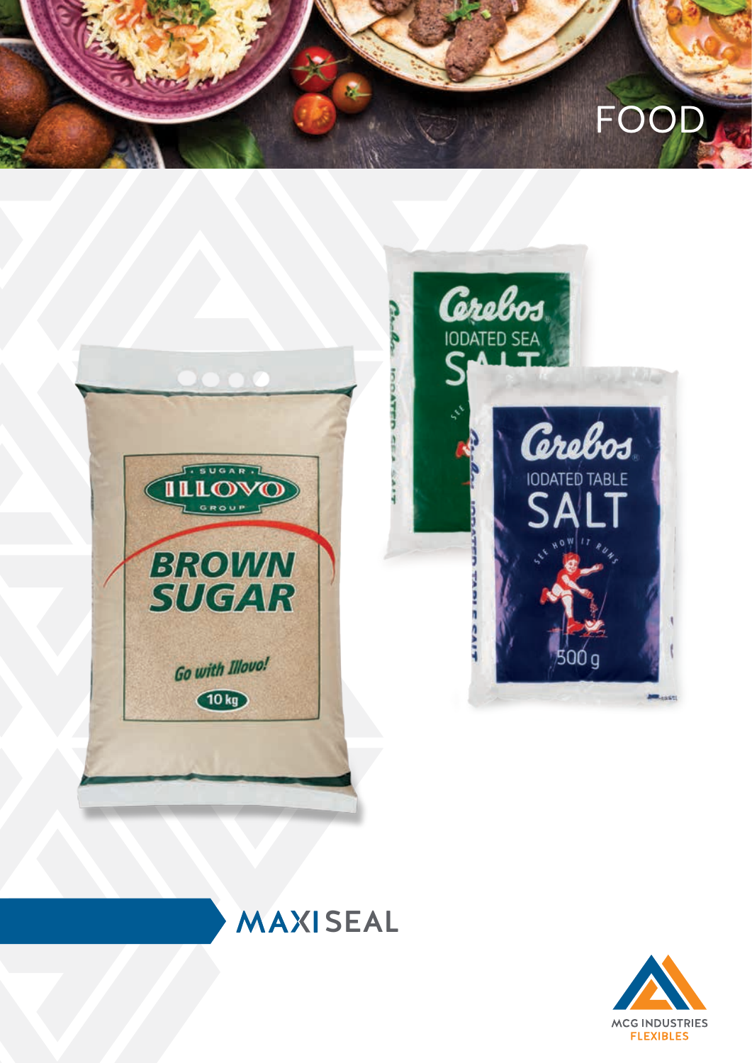# FOOD

## MAXISEAL

MCG INDUSTRIES
FLEXIBLES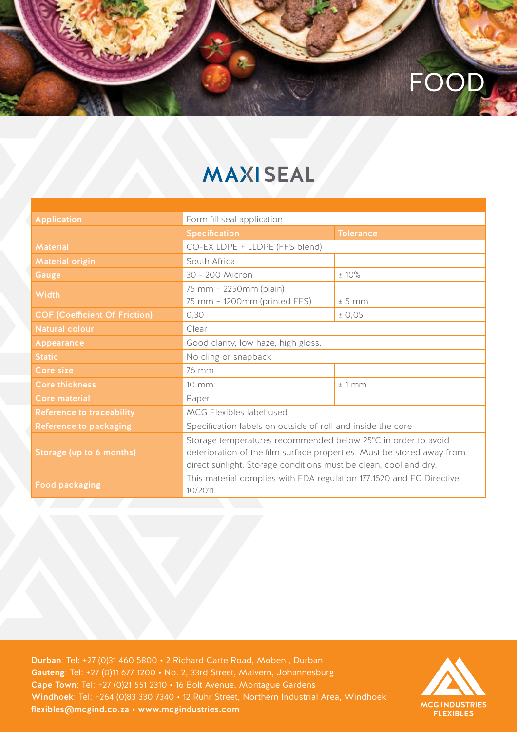# FOOD

## MAXISEAL

| | | |
|---|---|---|
| **Application** | Form fill seal application | |
| | **Specification** | **Tolerance** |
| **Material** | CO-EX LDPE + LLDPE (FFS blend) | |
| **Material origin** | South Africa | |
| **Gauge** | 30 - 200 Micron | ± 10% |
| **Width** | 75 mm – 2250mm (plain)<br>75 mm – 1200mm (printed FFS) | ± 5 mm |
| **COF (Coefficient Of Friction)** | 0,30 | ± 0,05 |
| **Natural colour** | Clear | |
| **Appearance** | Good clarity, low haze, high gloss. | |
| **Static** | No cling or snapback | |
| **Core size** | 76 mm | |
| **Core thickness** | 10 mm | ± 1 mm |
| **Core material** | Paper | |
| **Reference to traceability** | MCG Flexibles label used | |
| **Reference to packaging** | Specification labels on outside of roll and inside the core | |
| **Storage (up to 6 months)** | Storage temperatures recommended below 25°C in order to avoid deterioration of the film surface properties. Must be stored away from direct sunlight. Storage conditions must be clean, cool and dry. | |
| **Food packaging** | This material complies with FDA regulation 177.1520 and EC Directive 10/2011. | |

**Durban**: Tel: +27 (0)31 460 5800 • 2 Richard Carte Road, Mobeni, Durban
**Gauteng**: Tel: +27 (0)11 677 1200 • No. 2, 33rd Street, Malvern, Johannesburg
**Cape Town**: Tel: +27 (0)21 551 2310 • 16 Bolt Avenue, Montague Gardens
**Windhoek**: Tel: +264 (0)83 330 7340 • 12 Ruhr Street, Northern Industrial Area, Windhoek
**flexibles@mcgind.co.za • www.mcgindustries.com**

MCG INDUSTRIES FLEXIBLES